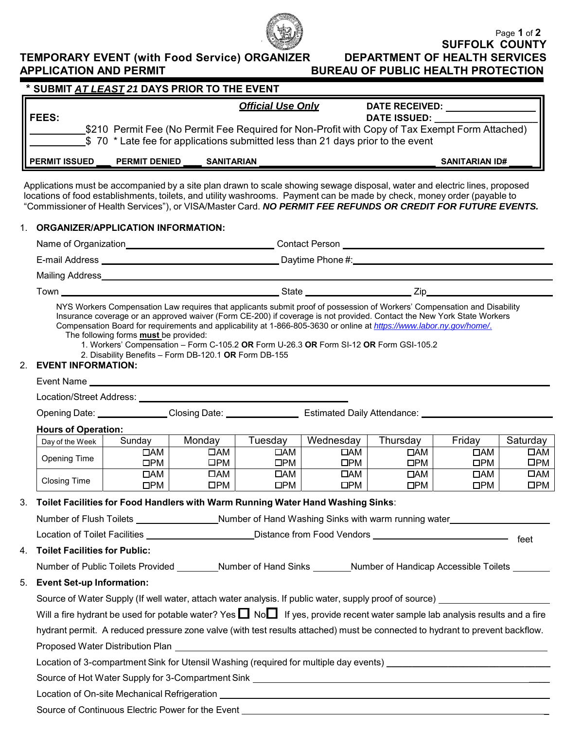# SUFFOLK COUNTY DEPARTMENT OF HEALTH SERVICES
## BUREAU OF PUBLIC HEALTH PROTECTION

# TEMPORARY EVENT (with Food Service) ORGANIZER APPLICATION AND PERMIT

**\* SUBMIT *AT LEAST* 21 DAYS PRIOR TO THE EVENT**

***Official Use Only***

**FEES:**

**DATE RECEIVED:** ________________
**DATE ISSUED:** ________________

__________$210 Permit Fee (No Permit Fee Required for Non-Profit with Copy of Tax Exempt Form Attached)
__________$ 70 * Late fee for applications submitted less than 21 days prior to the event

**PERMIT ISSUED** ___ **PERMIT DENIED** ___ **SANITARIAN** ________________ **SANITARIAN ID#** _____

Applications must be accompanied by a site plan drawn to scale showing sewage disposal, water and electric lines, proposed locations of food establishments, toilets, and utility washrooms. Payment can be made by check, money order (payable to "Commissioner of Health Services"), or VISA/Master Card. ***NO PERMIT FEE REFUNDS OR CREDIT FOR FUTURE EVENTS.***

1. **ORGANIZER/APPLICATION INFORMATION:**

Name of Organization ________________ Contact Person ________________

E-mail Address ________________ Daytime Phone #: ________________

Mailing Address ________________

Town ________________ State ________________ Zip ________________

NYS Workers Compensation Law requires that applicants submit proof of possession of Workers' Compensation and Disability Insurance coverage or an approved waiver (Form CE-200) if coverage is not provided. Contact the New York State Workers Compensation Board for requirements and applicability at 1-866-805-3630 or online at *https://www.labor.ny.gov/home/*.

The following forms **must** be provided:

1. Workers' Compensation – Form C-105.2 **OR** Form U-26.3 **OR** Form SI-12 **OR** Form GSI-105.2
2. Disability Benefits – Form DB-120.1 **OR** Form DB-155

2. **EVENT INFORMATION:**

Event Name ________________

Location/Street Address: ________________

Opening Date: ____________ Closing Date: ____________ Estimated Daily Attendance: ____________

**Hours of Operation:**

| Day of the Week | Sunday | Monday | Tuesday | Wednesday | Thursday | Friday | Saturday |
|---|---|---|---|---|---|---|---|
| Opening Time | ☐AM ☐PM | ☐AM ☐PM | ☐AM ☐PM | ☐AM ☐PM | ☐AM ☐PM | ☐AM ☐PM | ☐AM ☐PM |
| Closing Time | ☐AM ☐PM | ☐AM ☐PM | ☐AM ☐PM | ☐AM ☐PM | ☐AM ☐PM | ☐AM ☐PM | ☐AM ☐PM |

3. **Toilet Facilities for Food Handlers with Warm Running Water Hand Washing Sinks**:

Number of Flush Toilets ____________ Number of Hand Washing Sinks with warm running water ____________

Location of Toilet Facilities ____________ Distance from Food Vendors ____________ feet

4. **Toilet Facilities for Public:**

Number of Public Toilets Provided ________ Number of Hand Sinks ________ Number of Handicap Accessible Toilets ________

5. **Event Set-up Information:**

Source of Water Supply (If well water, attach water analysis. If public water, supply proof of source) ____________

Will a fire hydrant be used for potable water? Yes ☐ No ☐ If yes, provide recent water sample lab analysis results and a fire hydrant permit. A reduced pressure zone valve (with test results attached) must be connected to hydrant to prevent backflow.

Proposed Water Distribution Plan ____________

Location of 3-compartment Sink for Utensil Washing (required for multiple day events) ____________

Source of Hot Water Supply for 3-Compartment Sink ____________

Location of On-site Mechanical Refrigeration ____________

Source of Continuous Electric Power for the Event ____________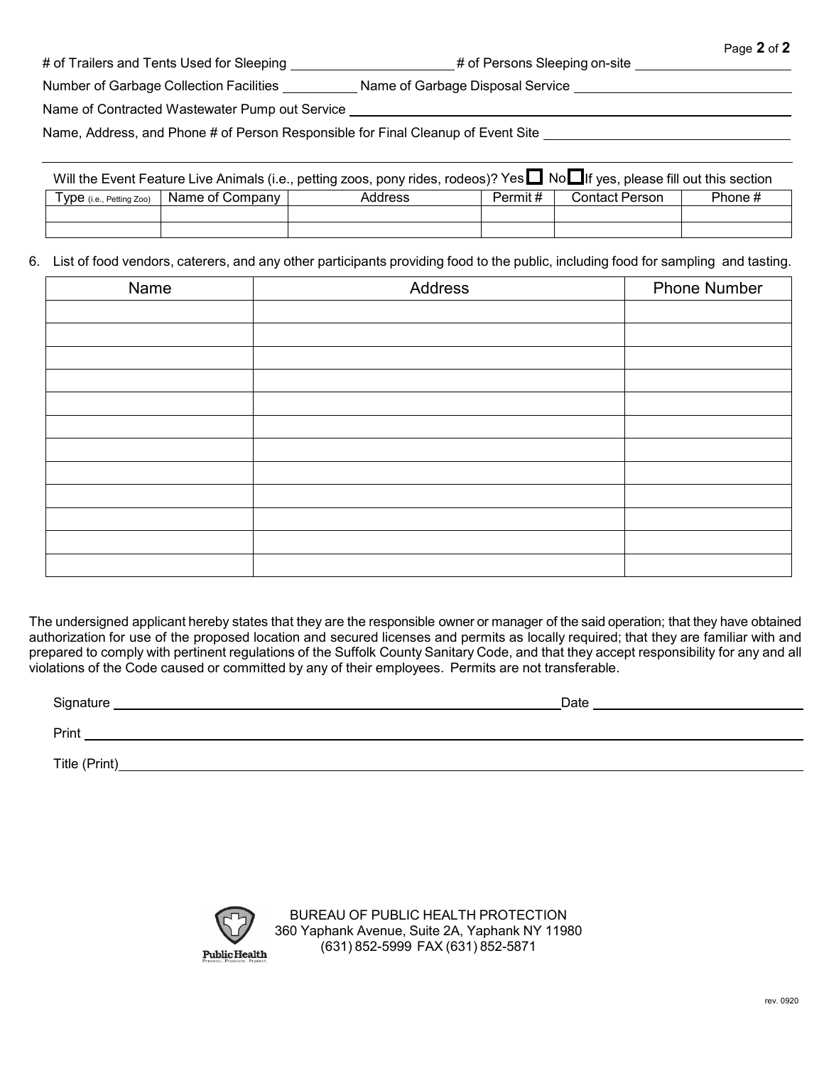\# of Trailers and Tents Used for Sleeping ______________________ # of Persons Sleeping on-site ______________________

Number of Garbage Collection Facilities __________ Name of Garbage Disposal Service ______________________________

Name of Contracted Wastewater Pump out Service ________________________________________________________________

Name, Address, and Phone # of Person Responsible for Final Cleanup of Event Site ________________________________

________________________________________________________________________________________________

Will the Event Feature Live Animals (i.e., petting zoos, pony rides, rodeos)? Yes ☐ No ☐ If yes, please fill out this section

| Type (i.e., Petting Zoo) | Name of Company | Address | Permit # | Contact Person | Phone # |
|---|---|---|---|---|---|
| | | | | | |
| | | | | | |

6. List of food vendors, caterers, and any other participants providing food to the public, including food for sampling and tasting.

| Name | Address | Phone Number |
|---|---|---|
| | | |
| | | |
| | | |
| | | |
| | | |
| | | |
| | | |
| | | |
| | | |
| | | |
| | | |
| | | |

The undersigned applicant hereby states that they are the responsible owner or manager of the said operation; that they have obtained authorization for use of the proposed location and secured licenses and permits as locally required; that they are familiar with and prepared to comply with pertinent regulations of the Suffolk County Sanitary Code, and that they accept responsibility for any and all violations of the Code caused or committed by any of their employees. Permits are not transferable.

Signature ________________________________________________ Date ______________________

Print ________________________________________________________________________________

Title (Print) _________________________________________________________________________

Public Health
Prevent. Promote. Protect.

BUREAU OF PUBLIC HEALTH PROTECTION
360 Yaphank Avenue, Suite 2A, Yaphank NY 11980
(631) 852-5999 FAX (631) 852-5871

rev. 0920